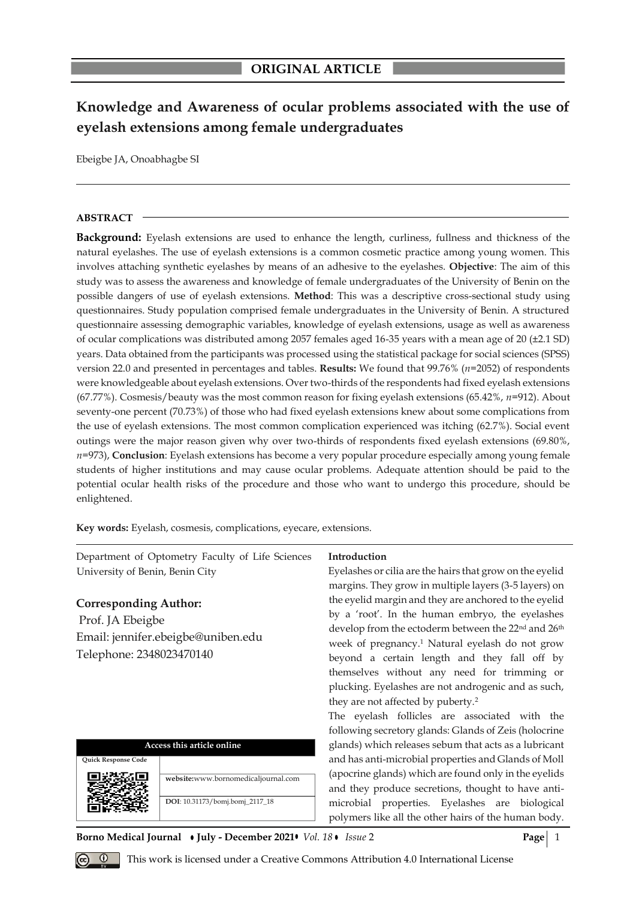**ORIGINAL ARTICLE**

# Knowledge and Awareness of ocular problems associated with the use of eyelash extensions among female undergraduates

Ebeigbe JA, Onoabhagbe SI

## ABSTRACT

**Background:** Eyelash extensions are used to enhance the length, curliness, fullness and thickness of the natural eyelashes. The use of eyelash extensions is a common cosmetic practice among young women. This involves attaching synthetic eyelashes by means of an adhesive to the eyelashes. **Objective**: The aim of this study was to assess the awareness and knowledge of female undergraduates of the University of Benin on the possible dangers of use of eyelash extensions. **Method**: This was a descriptive cross-sectional study using questionnaires. Study population comprised female undergraduates in the University of Benin. A structured questionnaire assessing demographic variables, knowledge of eyelash extensions, usage as well as awareness of ocular complications was distributed among 2057 females aged 16-35 years with a mean age of 20 (±2.1 SD) years. Data obtained from the participants was processed using the statistical package for social sciences (SPSS) version 22.0 and presented in percentages and tables. **Results:** We found that 99.76% (*n*=2052) of respondents were knowledgeable about eyelash extensions. Over two-thirds of the respondents had fixed eyelash extensions (67.77%). Cosmesis/beauty was the most common reason for fixing eyelash extensions (65.42%, *n*=912). About seventy-one percent (70.73%) of those who had fixed eyelash extensions knew about some complications from the use of eyelash extensions. The most common complication experienced was itching (62.7%). Social event outings were the major reason given why over two-thirds of respondents fixed eyelash extensions (69.80%, *n*=973), **Conclusion**: Eyelash extensions has become a very popular procedure especially among young female students of higher institutions and may cause ocular problems. Adequate attention should be paid to the potential ocular health risks of the procedure and those who want to undergo this procedure, should be enlightened.

**Key words:** Eyelash, cosmesis, complications, eyecare, extensions.

Department of Optometry Faculty of Life Sciences University of Benin, Benin City

**Corresponding Author:**
Prof. JA Ebeigbe
Email: jennifer.ebeigbe@uniben.edu
Telephone: 2348023470140

| Access this article online | |
|---|---|
| Quick Response Code | |
| | **website:** www.bornomedicaljournal.com |
| | **DOI**: 10.31173/bomj.bomj_2117_18 |

## Introduction

Eyelashes or cilia are the hairs that grow on the eyelid margins. They grow in multiple layers (3-5 layers) on the eyelid margin and they are anchored to the eyelid by a 'root'. In the human embryo, the eyelashes develop from the ectoderm between the 22nd and 26th week of pregnancy.[1] Natural eyelash do not grow beyond a certain length and they fall off by themselves without any need for trimming or plucking. Eyelashes are not androgenic and as such, they are not affected by puberty.[2]

The eyelash follicles are associated with the following secretory glands: Glands of Zeis (holocrine glands) which releases sebum that acts as a lubricant and has anti-microbial properties and Glands of Moll (apocrine glands) which are found only in the eyelids and they produce secretions, thought to have anti-microbial properties. Eyelashes are biological polymers like all the other hairs of the human body.

This work is licensed under a Creative Commons Attribution 4.0 International License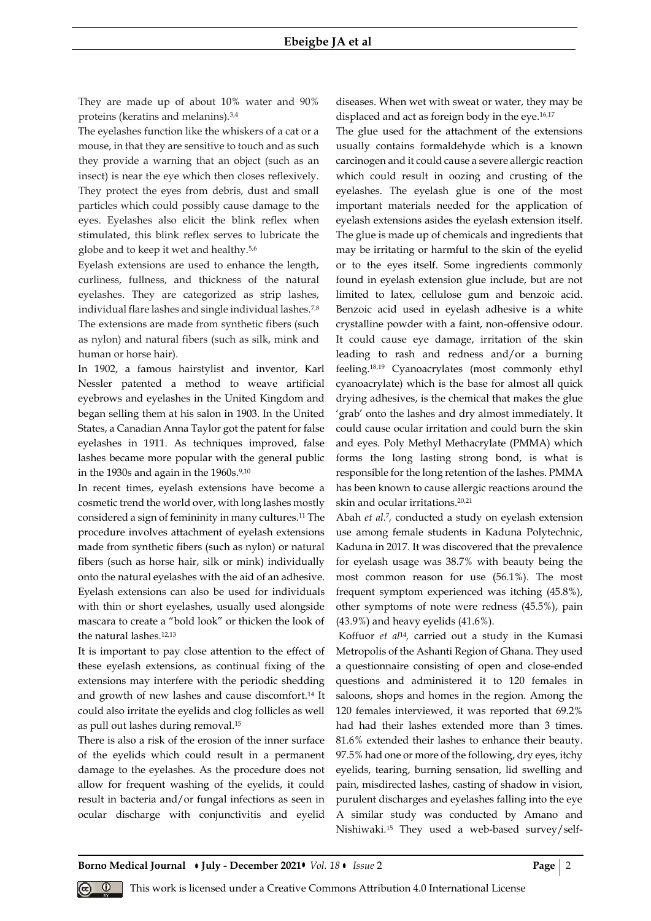They are made up of about 10% water and 90% proteins (keratins and melanins).[3,4]

The eyelashes function like the whiskers of a cat or a mouse, in that they are sensitive to touch and as such they provide a warning that an object (such as an insect) is near the eye which then closes reflexively. They protect the eyes from debris, dust and small particles which could possibly cause damage to the eyes. Eyelashes also elicit the blink reflex when stimulated, this blink reflex serves to lubricate the globe and to keep it wet and healthy.[5,6]

Eyelash extensions are used to enhance the length, curliness, fullness, and thickness of the natural eyelashes. They are categorized as strip lashes, individual flare lashes and single individual lashes.[7,8] The extensions are made from synthetic fibers (such as nylon) and natural fibers (such as silk, mink and human or horse hair).

In 1902, a famous hairstylist and inventor, Karl Nessler patented a method to weave artificial eyebrows and eyelashes in the United Kingdom and began selling them at his salon in 1903. In the United States, a Canadian Anna Taylor got the patent for false eyelashes in 1911. As techniques improved, false lashes became more popular with the general public in the 1930s and again in the 1960s.[9,10]

In recent times, eyelash extensions have become a cosmetic trend the world over, with long lashes mostly considered a sign of femininity in many cultures.[11] The procedure involves attachment of eyelash extensions made from synthetic fibers (such as nylon) or natural fibers (such as horse hair, silk or mink) individually onto the natural eyelashes with the aid of an adhesive. Eyelash extensions can also be used for individuals with thin or short eyelashes, usually used alongside mascara to create a "bold look" or thicken the look of the natural lashes.[12,13]

It is important to pay close attention to the effect of these eyelash extensions, as continual fixing of the extensions may interfere with the periodic shedding and growth of new lashes and cause discomfort.[14] It could also irritate the eyelids and clog follicles as well as pull out lashes during removal.[15]

There is also a risk of the erosion of the inner surface of the eyelids which could result in a permanent damage to the eyelashes. As the procedure does not allow for frequent washing of the eyelids, it could result in bacteria and/or fungal infections as seen in ocular discharge with conjunctivitis and eyelid diseases. When wet with sweat or water, they may be displaced and act as foreign body in the eye.[16,17]

The glue used for the attachment of the extensions usually contains formaldehyde which is a known carcinogen and it could cause a severe allergic reaction which could result in oozing and crusting of the eyelashes. The eyelash glue is one of the most important materials needed for the application of eyelash extensions asides the eyelash extension itself. The glue is made up of chemicals and ingredients that may be irritating or harmful to the skin of the eyelid or to the eyes itself. Some ingredients commonly found in eyelash extension glue include, but are not limited to latex, cellulose gum and benzoic acid. Benzoic acid used in eyelash adhesive is a white crystalline powder with a faint, non-offensive odour. It could cause eye damage, irritation of the skin leading to rash and redness and/or a burning feeling.[18,19] Cyanoacrylates (most commonly ethyl cyanoacrylate) which is the base for almost all quick drying adhesives, is the chemical that makes the glue 'grab' onto the lashes and dry almost immediately. It could cause ocular irritation and could burn the skin and eyes. Poly Methyl Methacrylate (PMMA) which forms the long lasting strong bond, is what is responsible for the long retention of the lashes. PMMA has been known to cause allergic reactions around the skin and ocular irritations.[20,21]

Abah *et al*.[7], conducted a study on eyelash extension use among female students in Kaduna Polytechnic, Kaduna in 2017. It was discovered that the prevalence for eyelash usage was 38.7% with beauty being the most common reason for use (56.1%). The most frequent symptom experienced was itching (45.8%), other symptoms of note were redness (45.5%), pain (43.9%) and heavy eyelids (41.6%).

Koffuor *et al*[14], carried out a study in the Kumasi Metropolis of the Ashanti Region of Ghana. They used a questionnaire consisting of open and close-ended questions and administered it to 120 females in saloons, shops and homes in the region. Among the 120 females interviewed, it was reported that 69.2% had had their lashes extended more than 3 times. 81.6% extended their lashes to enhance their beauty. 97.5% had one or more of the following, dry eyes, itchy eyelids, tearing, burning sensation, lid swelling and pain, misdirected lashes, casting of shadow in vision, purulent discharges and eyelashes falling into the eye A similar study was conducted by Amano and Nishiwaki.[15] They used a web-based survey/self-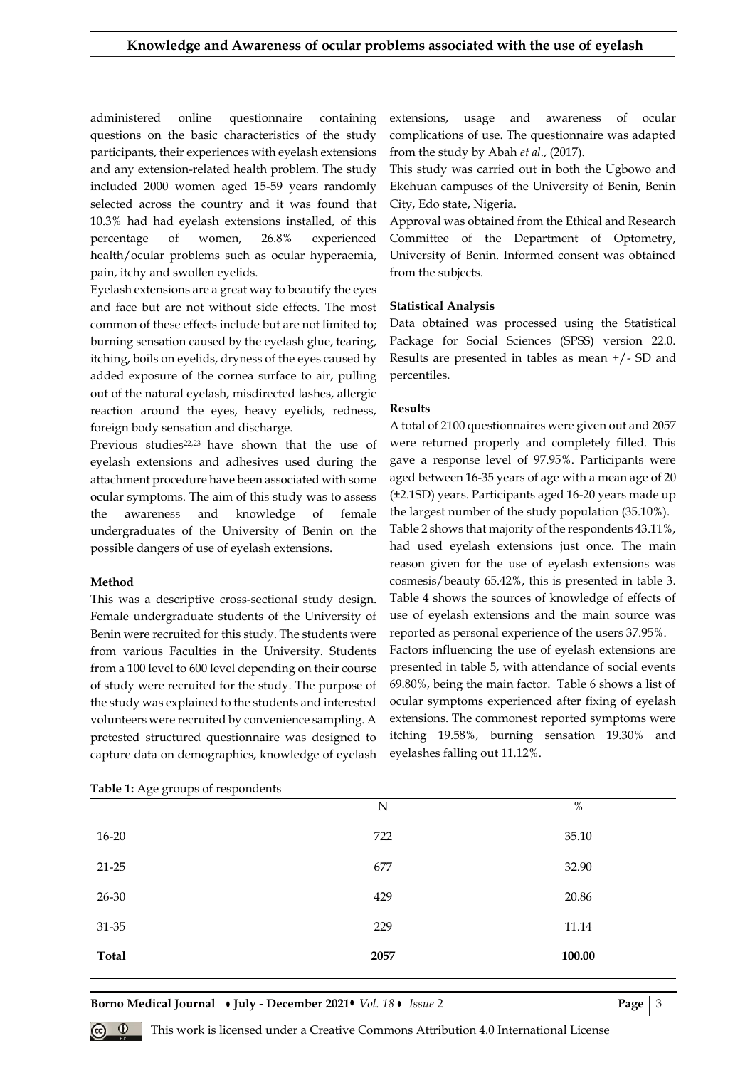administered online questionnaire containing questions on the basic characteristics of the study participants, their experiences with eyelash extensions and any extension-related health problem. The study included 2000 women aged 15-59 years randomly selected across the country and it was found that 10.3% had had eyelash extensions installed, of this percentage of women, 26.8% experienced health/ocular problems such as ocular hyperaemia, pain, itchy and swollen eyelids.

Eyelash extensions are a great way to beautify the eyes and face but are not without side effects. The most common of these effects include but are not limited to; burning sensation caused by the eyelash glue, tearing, itching, boils on eyelids, dryness of the eyes caused by added exposure of the cornea surface to air, pulling out of the natural eyelash, misdirected lashes, allergic reaction around the eyes, heavy eyelids, redness, foreign body sensation and discharge.

Previous studies[22,23] have shown that the use of eyelash extensions and adhesives used during the attachment procedure have been associated with some ocular symptoms. The aim of this study was to assess the awareness and knowledge of female undergraduates of the University of Benin on the possible dangers of use of eyelash extensions.

**Method**

This was a descriptive cross-sectional study design. Female undergraduate students of the University of Benin were recruited for this study. The students were from various Faculties in the University. Students from a 100 level to 600 level depending on their course of study were recruited for the study. The purpose of the study was explained to the students and interested volunteers were recruited by convenience sampling. A pretested structured questionnaire was designed to capture data on demographics, knowledge of eyelash extensions, usage and awareness of ocular complications of use. The questionnaire was adapted from the study by Abah *et al*., (2017).

This study was carried out in both the Ugbowo and Ekehuan campuses of the University of Benin, Benin City, Edo state, Nigeria.

Approval was obtained from the Ethical and Research Committee of the Department of Optometry, University of Benin. Informed consent was obtained from the subjects.

**Statistical Analysis**

Data obtained was processed using the Statistical Package for Social Sciences (SPSS) version 22.0. Results are presented in tables as mean +/- SD and percentiles.

**Results**

A total of 2100 questionnaires were given out and 2057 were returned properly and completely filled. This gave a response level of 97.95%. Participants were aged between 16-35 years of age with a mean age of 20 (±2.1SD) years. Participants aged 16-20 years made up the largest number of the study population (35.10%).

Table 2 shows that majority of the respondents 43.11%, had used eyelash extensions just once. The main reason given for the use of eyelash extensions was cosmesis/beauty 65.42%, this is presented in table 3. Table 4 shows the sources of knowledge of effects of use of eyelash extensions and the main source was reported as personal experience of the users 37.95%.

Factors influencing the use of eyelash extensions are presented in table 5, with attendance of social events 69.80%, being the main factor. Table 6 shows a list of ocular symptoms experienced after fixing of eyelash extensions. The commonest reported symptoms were itching 19.58%, burning sensation 19.30% and eyelashes falling out 11.12%.

**Table 1:** Age groups of respondents

| | N | % |
|---|---|---|
| 16-20 | 722 | 35.10 |
| 21-25 | 677 | 32.90 |
| 26-30 | 429 | 20.86 |
| 31-35 | 229 | 11.14 |
| **Total** | **2057** | **100.00** |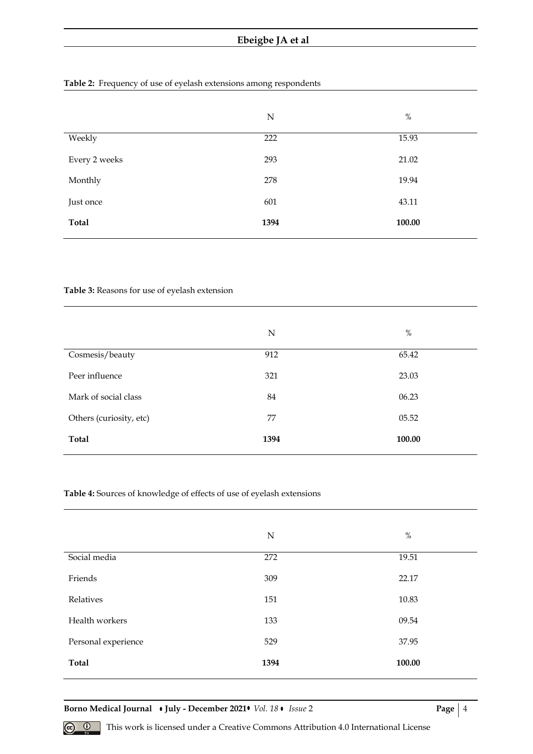**Table 2:** Frequency of use of eyelash extensions among respondents

| | N | % |
|---|---|---|
| Weekly | 222 | 15.93 |
| Every 2 weeks | 293 | 21.02 |
| Monthly | 278 | 19.94 |
| Just once | 601 | 43.11 |
| **Total** | **1394** | **100.00** |

**Table 3:** Reasons for use of eyelash extension

| | N | % |
|---|---|---|
| Cosmesis/beauty | 912 | 65.42 |
| Peer influence | 321 | 23.03 |
| Mark of social class | 84 | 06.23 |
| Others (curiosity, etc) | 77 | 05.52 |
| **Total** | **1394** | **100.00** |

**Table 4:** Sources of knowledge of effects of use of eyelash extensions

| | N | % |
|---|---|---|
| Social media | 272 | 19.51 |
| Friends | 309 | 22.17 |
| Relatives | 151 | 10.83 |
| Health workers | 133 | 09.54 |
| Personal experience | 529 | 37.95 |
| **Total** | **1394** | **100.00** |

This work is licensed under a Creative Commons Attribution 4.0 International License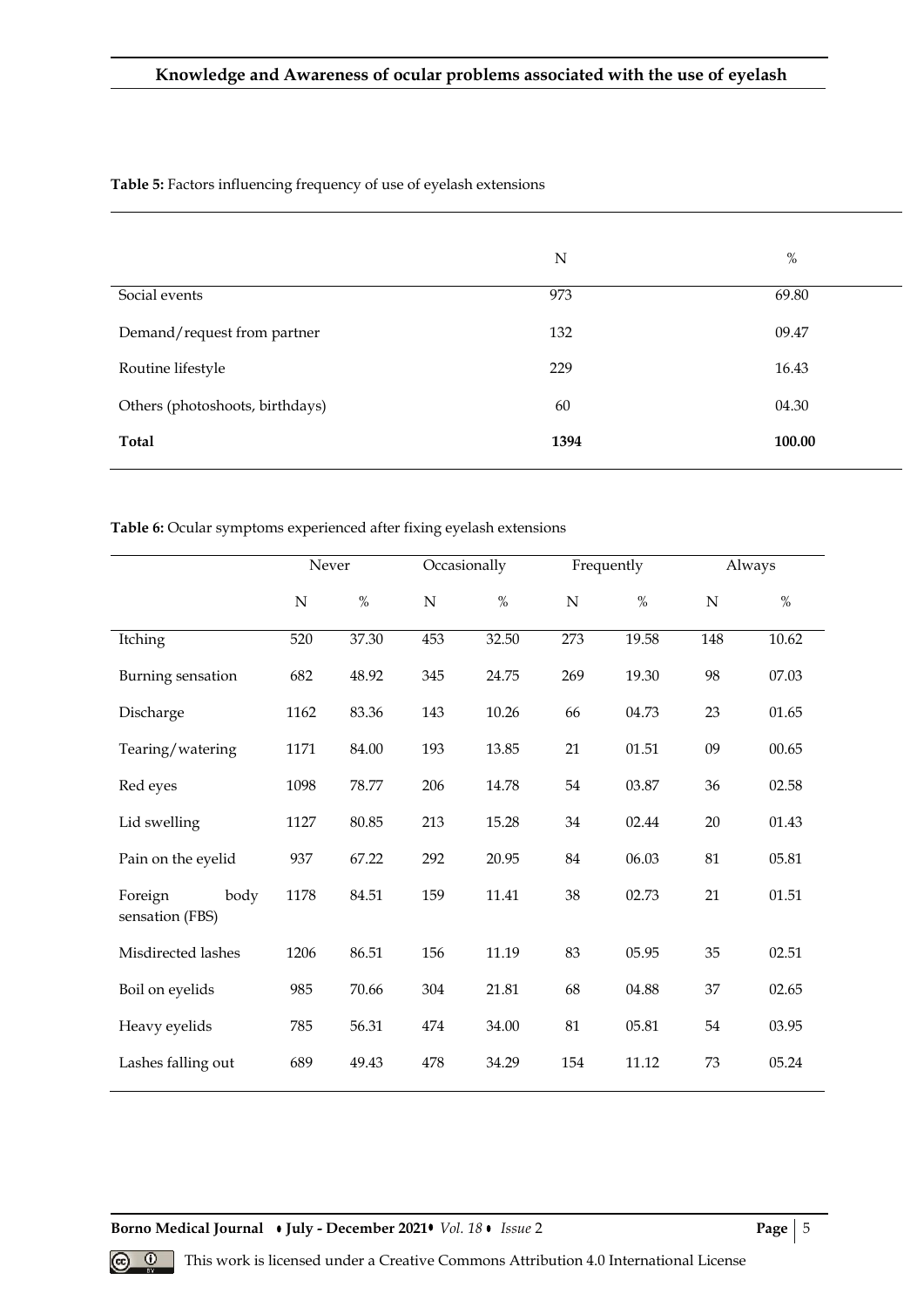**Table 5:** Factors influencing frequency of use of eyelash extensions

| | N | % |
|---|---|---|
| Social events | 973 | 69.80 |
| Demand/request from partner | 132 | 09.47 |
| Routine lifestyle | 229 | 16.43 |
| Others (photoshoots, birthdays) | 60 | 04.30 |
| **Total** | **1394** | **100.00** |

**Table 6:** Ocular symptoms experienced after fixing eyelash extensions

| | Never | | Occasionally | | Frequently | | Always | |
|---|---|---|---|---|---|---|---|---|
| | N | % | N | % | N | % | N | % |
| Itching | 520 | 37.30 | 453 | 32.50 | 273 | 19.58 | 148 | 10.62 |
| Burning sensation | 682 | 48.92 | 345 | 24.75 | 269 | 19.30 | 98 | 07.03 |
| Discharge | 1162 | 83.36 | 143 | 10.26 | 66 | 04.73 | 23 | 01.65 |
| Tearing/watering | 1171 | 84.00 | 193 | 13.85 | 21 | 01.51 | 09 | 00.65 |
| Red eyes | 1098 | 78.77 | 206 | 14.78 | 54 | 03.87 | 36 | 02.58 |
| Lid swelling | 1127 | 80.85 | 213 | 15.28 | 34 | 02.44 | 20 | 01.43 |
| Pain on the eyelid | 937 | 67.22 | 292 | 20.95 | 84 | 06.03 | 81 | 05.81 |
| Foreign body sensation (FBS) | 1178 | 84.51 | 159 | 11.41 | 38 | 02.73 | 21 | 01.51 |
| Misdirected lashes | 1206 | 86.51 | 156 | 11.19 | 83 | 05.95 | 35 | 02.51 |
| Boil on eyelids | 985 | 70.66 | 304 | 21.81 | 68 | 04.88 | 37 | 02.65 |
| Heavy eyelids | 785 | 56.31 | 474 | 34.00 | 81 | 05.81 | 54 | 03.95 |
| Lashes falling out | 689 | 49.43 | 478 | 34.29 | 154 | 11.12 | 73 | 05.24 |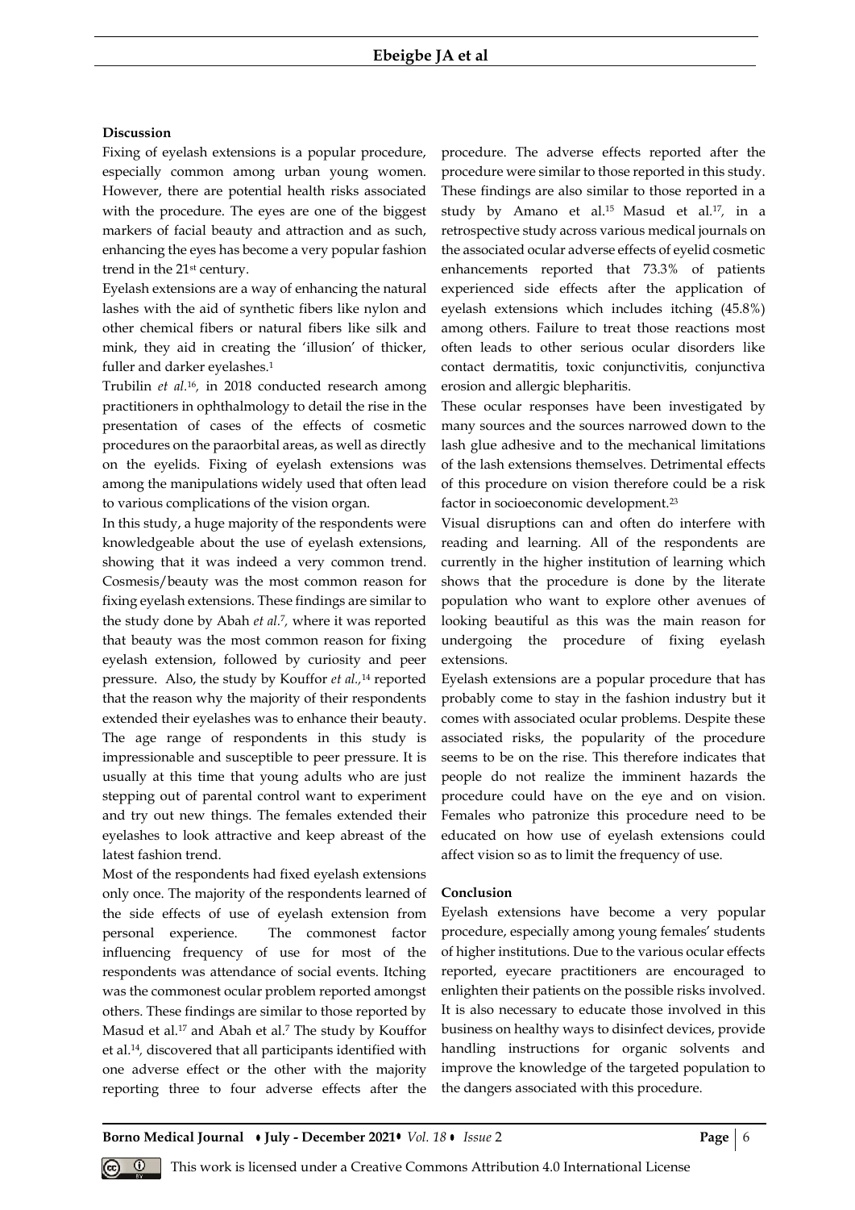**Discussion**

Fixing of eyelash extensions is a popular procedure, especially common among urban young women. However, there are potential health risks associated with the procedure. The eyes are one of the biggest markers of facial beauty and attraction and as such, enhancing the eyes has become a very popular fashion trend in the 21st century.

Eyelash extensions are a way of enhancing the natural lashes with the aid of synthetic fibers like nylon and other chemical fibers or natural fibers like silk and mink, they aid in creating the 'illusion' of thicker, fuller and darker eyelashes.[1]

Trubilin *et al*.[16], in 2018 conducted research among practitioners in ophthalmology to detail the rise in the presentation of cases of the effects of cosmetic procedures on the paraorbital areas, as well as directly on the eyelids. Fixing of eyelash extensions was among the manipulations widely used that often lead to various complications of the vision organ.

In this study, a huge majority of the respondents were knowledgeable about the use of eyelash extensions, showing that it was indeed a very common trend. Cosmesis/beauty was the most common reason for fixing eyelash extensions. These findings are similar to the study done by Abah *et al*.[7], where it was reported that beauty was the most common reason for fixing eyelash extension, followed by curiosity and peer pressure. Also, the study by Kouffor *et al.*,[14] reported that the reason why the majority of their respondents extended their eyelashes was to enhance their beauty. The age range of respondents in this study is impressionable and susceptible to peer pressure. It is usually at this time that young adults who are just stepping out of parental control want to experiment and try out new things. The females extended their eyelashes to look attractive and keep abreast of the latest fashion trend.

Most of the respondents had fixed eyelash extensions only once. The majority of the respondents learned of the side effects of use of eyelash extension from personal experience. The commonest factor influencing frequency of use for most of the respondents was attendance of social events. Itching was the commonest ocular problem reported amongst others. These findings are similar to those reported by Masud et al.[17] and Abah et al.[7] The study by Kouffor et al.[14], discovered that all participants identified with one adverse effect or the other with the majority reporting three to four adverse effects after the procedure. The adverse effects reported after the procedure were similar to those reported in this study. These findings are also similar to those reported in a study by Amano et al.[15] Masud et al.[17], in a retrospective study across various medical journals on the associated ocular adverse effects of eyelid cosmetic enhancements reported that 73.3% of patients experienced side effects after the application of eyelash extensions which includes itching (45.8%) among others. Failure to treat those reactions most often leads to other serious ocular disorders like contact dermatitis, toxic conjunctivitis, conjunctiva erosion and allergic blepharitis.

These ocular responses have been investigated by many sources and the sources narrowed down to the lash glue adhesive and to the mechanical limitations of the lash extensions themselves. Detrimental effects of this procedure on vision therefore could be a risk factor in socioeconomic development.[23]

Visual disruptions can and often do interfere with reading and learning. All of the respondents are currently in the higher institution of learning which shows that the procedure is done by the literate population who want to explore other avenues of looking beautiful as this was the main reason for undergoing the procedure of fixing eyelash extensions.

Eyelash extensions are a popular procedure that has probably come to stay in the fashion industry but it comes with associated ocular problems. Despite these associated risks, the popularity of the procedure seems to be on the rise. This therefore indicates that people do not realize the imminent hazards the procedure could have on the eye and on vision. Females who patronize this procedure need to be educated on how use of eyelash extensions could affect vision so as to limit the frequency of use.

**Conclusion**

Eyelash extensions have become a very popular procedure, especially among young females' students of higher institutions. Due to the various ocular effects reported, eyecare practitioners are encouraged to enlighten their patients on the possible risks involved. It is also necessary to educate those involved in this business on healthy ways to disinfect devices, provide handling instructions for organic solvents and improve the knowledge of the targeted population to the dangers associated with this procedure.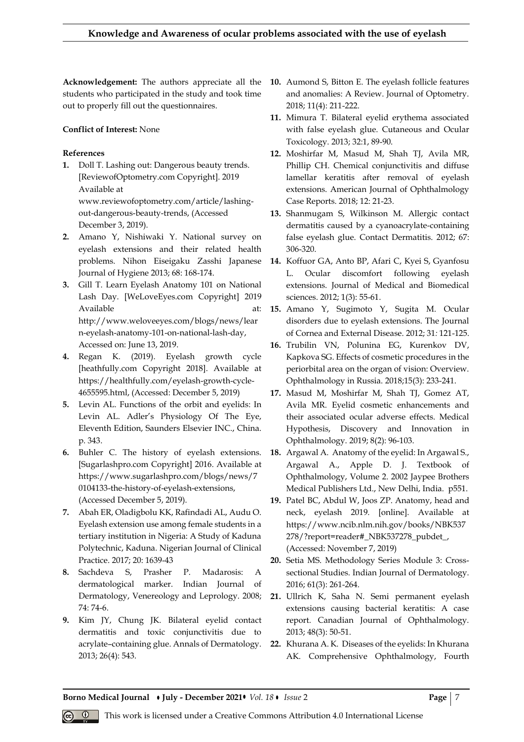**Acknowledgement:** The authors appreciate all the students who participated in the study and took time out to properly fill out the questionnaires.

**Conflict of Interest:** None

**References**

1. Doll T. Lashing out: Dangerous beauty trends. [ReviewofOptometry.com Copyright]. 2019 Available at www.reviewofoptometry.com/article/lashing-out-dangerous-beauty-trends, (Accessed December 3, 2019).
2. Amano Y, Nishiwaki Y. National survey on eyelash extensions and their related health problems. Nihon Eiseigaku Zasshi Japanese Journal of Hygiene 2013; 68: 168-174.
3. Gill T. Learn Eyelash Anatomy 101 on National Lash Day. [WeLoveEyes.com Copyright] 2019 Available at: http://www.weloveeyes.com/blogs/news/learn-eyelash-anatomy-101-on-national-lash-day, Accessed on: June 13, 2019.
4. Regan K. (2019). Eyelash growth cycle [heathfully.com Copyright 2018]. Available at https://healthfully.com/eyelash-growth-cycle-4655595.html, (Accessed: December 5, 2019)
5. Levin AL. Functions of the orbit and eyelids: In Levin AL. Adler's Physiology Of The Eye, Eleventh Edition, Saunders Elsevier INC., China. p. 343.
6. Buhler C. The history of eyelash extensions. [Sugarlashpro.com Copyright] 2016. Available at https://www.sugarlashpro.com/blogs/news/70104133-the-history-of-eyelash-extensions, (Accessed December 5, 2019).
7. Abah ER, Oladigbolu KK, Rafindadi AL, Audu O. Eyelash extension use among female students in a tertiary institution in Nigeria: A Study of Kaduna Polytechnic, Kaduna. Nigerian Journal of Clinical Practice. 2017; 20: 1639-43
8. Sachdeva S, Prasher P. Madarosis: A dermatological marker. Indian Journal of Dermatology, Venereology and Leprology. 2008; 74: 74-6.
9. Kim JY, Chung JK. Bilateral eyelid contact dermatitis and toxic conjunctivitis due to acrylate–containing glue. Annals of Dermatology. 2013; 26(4): 543.
10. Aumond S, Bitton E. The eyelash follicle features and anomalies: A Review. Journal of Optometry. 2018; 11(4): 211-222.
11. Mimura T. Bilateral eyelid erythema associated with false eyelash glue. Cutaneous and Ocular Toxicology. 2013; 32:1, 89-90.
12. Moshirfar M, Masud M, Shah TJ, Avila MR, Phillip CH. Chemical conjunctivitis and diffuse lamellar keratitis after removal of eyelash extensions. American Journal of Ophthalmology Case Reports. 2018; 12: 21-23.
13. Shanmugam S, Wilkinson M. Allergic contact dermatitis caused by a cyanoacrylate-containing false eyelash glue. Contact Dermatitis. 2012; 67: 306-320.
14. Koffuor GA, Anto BP, Afari C, Kyei S, Gyanfosu L. Ocular discomfort following eyelash extensions. Journal of Medical and Biomedical sciences. 2012; 1(3): 55-61.
15. Amano Y, Sugimoto Y, Sugita M. Ocular disorders due to eyelash extensions. The Journal of Cornea and External Disease. 2012; 31: 121-125.
16. Trubilin VN, Polunina EG, Kurenkov DV, Kapkova SG. Effects of cosmetic procedures in the periorbital area on the organ of vision: Overview. Ophthalmology in Russia. 2018;15(3): 233-241.
17. Masud M, Moshirfar M, Shah TJ, Gomez AT, Avila MR. Eyelid cosmetic enhancements and their associated ocular adverse effects. Medical Hypothesis, Discovery and Innovation in Ophthalmology. 2019; 8(2): 96-103.
18. Argawal A. Anatomy of the eyelid: In Argawal S., Argawal A., Apple D. J. Textbook of Ophthalmology, Volume 2. 2002 Jaypee Brothers Medical Publishers Ltd., New Delhi, India. p551.
19. Patel BC, Abdul W, Joos ZP. Anatomy, head and neck, eyelash 2019. [online]. Available at https://www.ncib.nlm.nih.gov/books/NBK537278/?report=reader#_NBK537278_pubdet_, (Accessed: November 7, 2019)
20. Setia MS. Methodology Series Module 3: Cross-sectional Studies. Indian Journal of Dermatology. 2016; 61(3): 261-264.
21. Ullrich K, Saha N. Semi permanent eyelash extensions causing bacterial keratitis: A case report. Canadian Journal of Ophthalmology. 2013; 48(3): 50-51.
22. Khurana A. K. Diseases of the eyelids: In Khurana AK. Comprehensive Ophthalmology, Fourth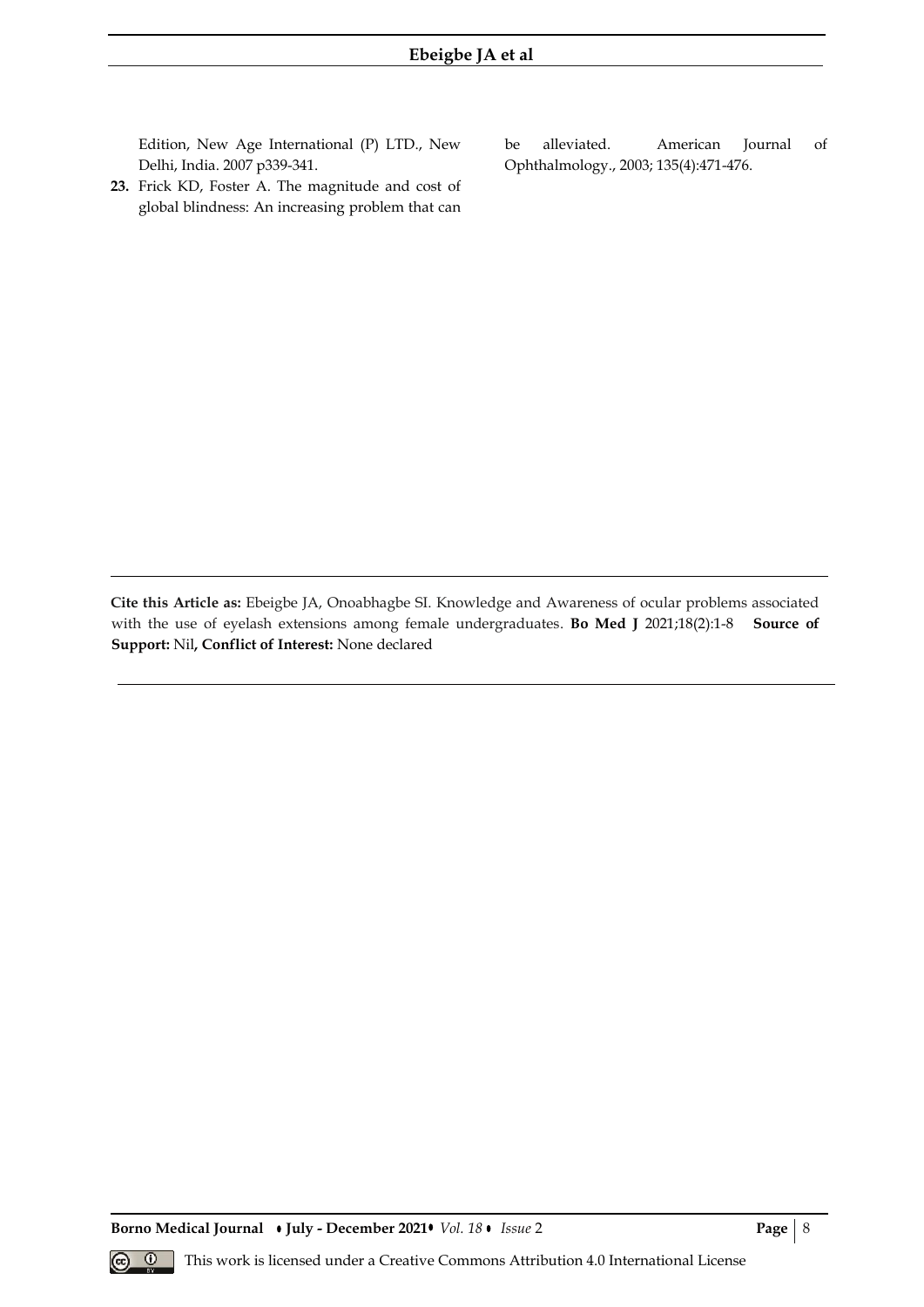Edition, New Age International (P) LTD., New Delhi, India. 2007 p339-341.

23. Frick KD, Foster A. The magnitude and cost of global blindness: An increasing problem that can be alleviated. American Journal of Ophthalmology., 2003; 135(4):471-476.

---

**Cite this Article as:** Ebeigbe JA, Onoabhagbe SI. Knowledge and Awareness of ocular problems associated with the use of eyelash extensions among female undergraduates. **Bo Med J** 2021;18(2):1-8 **Source of Support:** Nil**, Conflict of Interest:** None declared

---

This work is licensed under a Creative Commons Attribution 4.0 International License